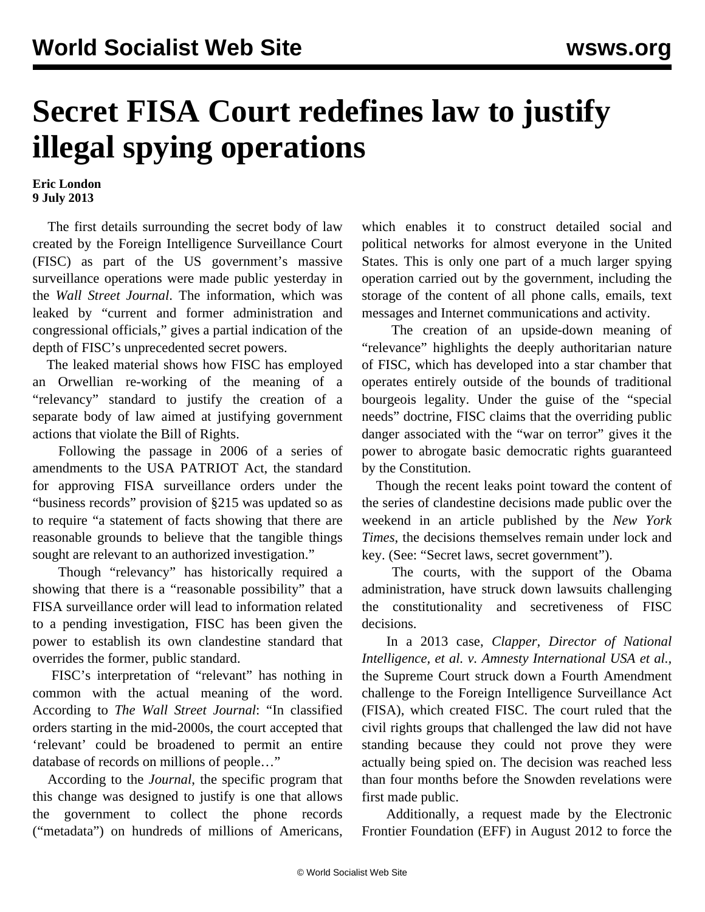# Secret FISA Court redefines law to justify illegal spying operations

**Eric London**
**9 July 2013**

The first details surrounding the secret body of law created by the Foreign Intelligence Surveillance Court (FISC) as part of the US government's massive surveillance operations were made public yesterday in the *Wall Street Journal*. The information, which was leaked by "current and former administration and congressional officials," gives a partial indication of the depth of FISC's unprecedented secret powers.

The leaked material shows how FISC has employed an Orwellian re-working of the meaning of a "relevancy" standard to justify the creation of a separate body of law aimed at justifying government actions that violate the Bill of Rights.

Following the passage in 2006 of a series of amendments to the USA PATRIOT Act, the standard for approving FISA surveillance orders under the "business records" provision of §215 was updated so as to require "a statement of facts showing that there are reasonable grounds to believe that the tangible things sought are relevant to an authorized investigation."

Though "relevancy" has historically required a showing that there is a "reasonable possibility" that a FISA surveillance order will lead to information related to a pending investigation, FISC has been given the power to establish its own clandestine standard that overrides the former, public standard.

FISC's interpretation of "relevant" has nothing in common with the actual meaning of the word. According to *The Wall Street Journal*: "In classified orders starting in the mid-2000s, the court accepted that 'relevant' could be broadened to permit an entire database of records on millions of people…"

According to the *Journal*, the specific program that this change was designed to justify is one that allows the government to collect the phone records ("metadata") on hundreds of millions of Americans, which enables it to construct detailed social and political networks for almost everyone in the United States. This is only one part of a much larger spying operation carried out by the government, including the storage of the content of all phone calls, emails, text messages and Internet communications and activity.

The creation of an upside-down meaning of "relevance" highlights the deeply authoritarian nature of FISC, which has developed into a star chamber that operates entirely outside of the bounds of traditional bourgeois legality. Under the guise of the "special needs" doctrine, FISC claims that the overriding public danger associated with the "war on terror" gives it the power to abrogate basic democratic rights guaranteed by the Constitution.

Though the recent leaks point toward the content of the series of clandestine decisions made public over the weekend in an article published by the *New York Times*, the decisions themselves remain under lock and key. (See: "Secret laws, secret government").

The courts, with the support of the Obama administration, have struck down lawsuits challenging the constitutionality and secretiveness of FISC decisions.

In a 2013 case, *Clapper, Director of National Intelligence, et al. v. Amnesty International USA et al.*, the Supreme Court struck down a Fourth Amendment challenge to the Foreign Intelligence Surveillance Act (FISA), which created FISC. The court ruled that the civil rights groups that challenged the law did not have standing because they could not prove they were actually being spied on. The decision was reached less than four months before the Snowden revelations were first made public.

Additionally, a request made by the Electronic Frontier Foundation (EFF) in August 2012 to force the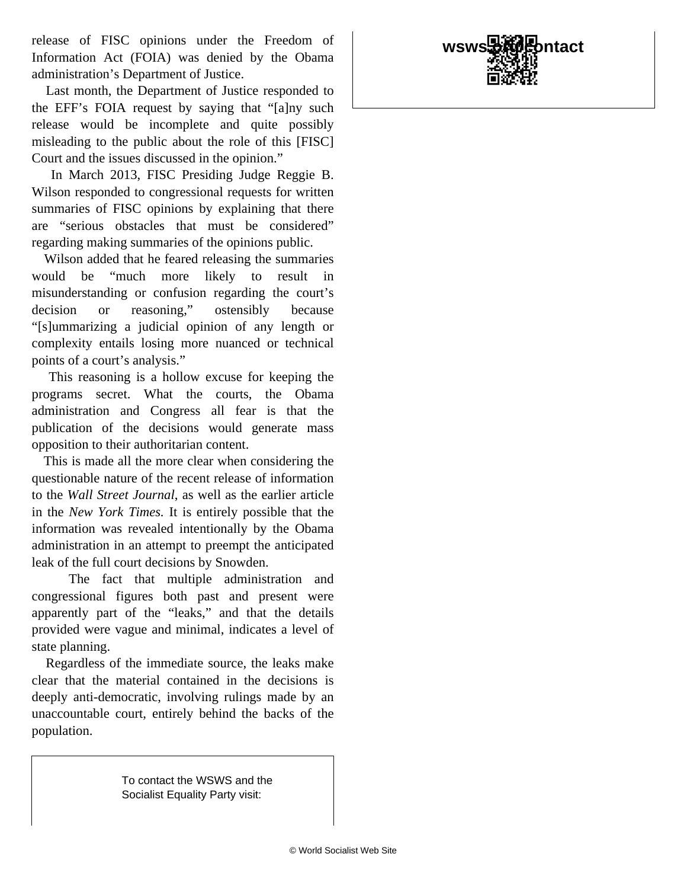release of FISC opinions under the Freedom of Information Act (FOIA) was denied by the Obama administration's Department of Justice.

Last month, the Department of Justice responded to the EFF's FOIA request by saying that "[a]ny such release would be incomplete and quite possibly misleading to the public about the role of this [FISC] Court and the issues discussed in the opinion."

In March 2013, FISC Presiding Judge Reggie B. Wilson responded to congressional requests for written summaries of FISC opinions by explaining that there are "serious obstacles that must be considered" regarding making summaries of the opinions public.

Wilson added that he feared releasing the summaries would be "much more likely to result in misunderstanding or confusion regarding the court's decision or reasoning," ostensibly because "[s]ummarizing a judicial opinion of any length or complexity entails losing more nuanced or technical points of a court's analysis."

This reasoning is a hollow excuse for keeping the programs secret. What the courts, the Obama administration and Congress all fear is that the publication of the decisions would generate mass opposition to their authoritarian content.

This is made all the more clear when considering the questionable nature of the recent release of information to the *Wall Street Journal*, as well as the earlier article in the *New York Times*. It is entirely possible that the information was revealed intentionally by the Obama administration in an attempt to preempt the anticipated leak of the full court decisions by Snowden.

The fact that multiple administration and congressional figures both past and present were apparently part of the "leaks," and that the details provided were vague and minimal, indicates a level of state planning.

Regardless of the immediate source, the leaks make clear that the material contained in the decisions is deeply anti-democratic, involving rulings made by an unaccountable court, entirely behind the backs of the population.

To contact the WSWS and the Socialist Equality Party visit:

**wsws.org/contact**